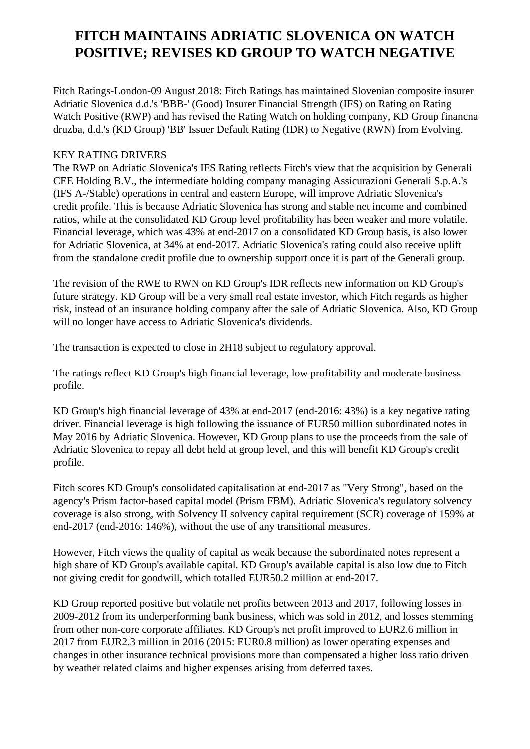# FITCH MAINTAINS ADRIATIC SLOVENICA ON WATCH POSITIVE; REVISES KD GROUP TO WATCH NEGATIVE

Fitch Ratings-London-09 August 2018: Fitch Ratings has maintained Slovenian composite insurer Adriatic Slovenica d.d.'s 'BBB-' (Good) Insurer Financial Strength (IFS) on Rating on Rating Watch Positive (RWP) and has revised the Rating Watch on holding company, KD Group financna druzba, d.d.'s (KD Group) 'BB' Issuer Default Rating (IDR) to Negative (RWN) from Evolving.

KEY RATING DRIVERS

The RWP on Adriatic Slovenica's IFS Rating reflects Fitch's view that the acquisition by Generali CEE Holding B.V., the intermediate holding company managing Assicurazioni Generali S.p.A.'s (IFS A-/Stable) operations in central and eastern Europe, will improve Adriatic Slovenica's credit profile. This is because Adriatic Slovenica has strong and stable net income and combined ratios, while at the consolidated KD Group level profitability has been weaker and more volatile. Financial leverage, which was 43% at end-2017 on a consolidated KD Group basis, is also lower for Adriatic Slovenica, at 34% at end-2017. Adriatic Slovenica's rating could also receive uplift from the standalone credit profile due to ownership support once it is part of the Generali group.

The revision of the RWE to RWN on KD Group's IDR reflects new information on KD Group's future strategy. KD Group will be a very small real estate investor, which Fitch regards as higher risk, instead of an insurance holding company after the sale of Adriatic Slovenica. Also, KD Group will no longer have access to Adriatic Slovenica's dividends.

The transaction is expected to close in 2H18 subject to regulatory approval.

The ratings reflect KD Group's high financial leverage, low profitability and moderate business profile.

KD Group's high financial leverage of 43% at end-2017 (end-2016: 43%) is a key negative rating driver. Financial leverage is high following the issuance of EUR50 million subordinated notes in May 2016 by Adriatic Slovenica. However, KD Group plans to use the proceeds from the sale of Adriatic Slovenica to repay all debt held at group level, and this will benefit KD Group's credit profile.

Fitch scores KD Group's consolidated capitalisation at end-2017 as "Very Strong", based on the agency's Prism factor-based capital model (Prism FBM). Adriatic Slovenica's regulatory solvency coverage is also strong, with Solvency II solvency capital requirement (SCR) coverage of 159% at end-2017 (end-2016: 146%), without the use of any transitional measures.

However, Fitch views the quality of capital as weak because the subordinated notes represent a high share of KD Group's available capital. KD Group's available capital is also low due to Fitch not giving credit for goodwill, which totalled EUR50.2 million at end-2017.

KD Group reported positive but volatile net profits between 2013 and 2017, following losses in 2009-2012 from its underperforming bank business, which was sold in 2012, and losses stemming from other non-core corporate affiliates. KD Group's net profit improved to EUR2.6 million in 2017 from EUR2.3 million in 2016 (2015: EUR0.8 million) as lower operating expenses and changes in other insurance technical provisions more than compensated a higher loss ratio driven by weather related claims and higher expenses arising from deferred taxes.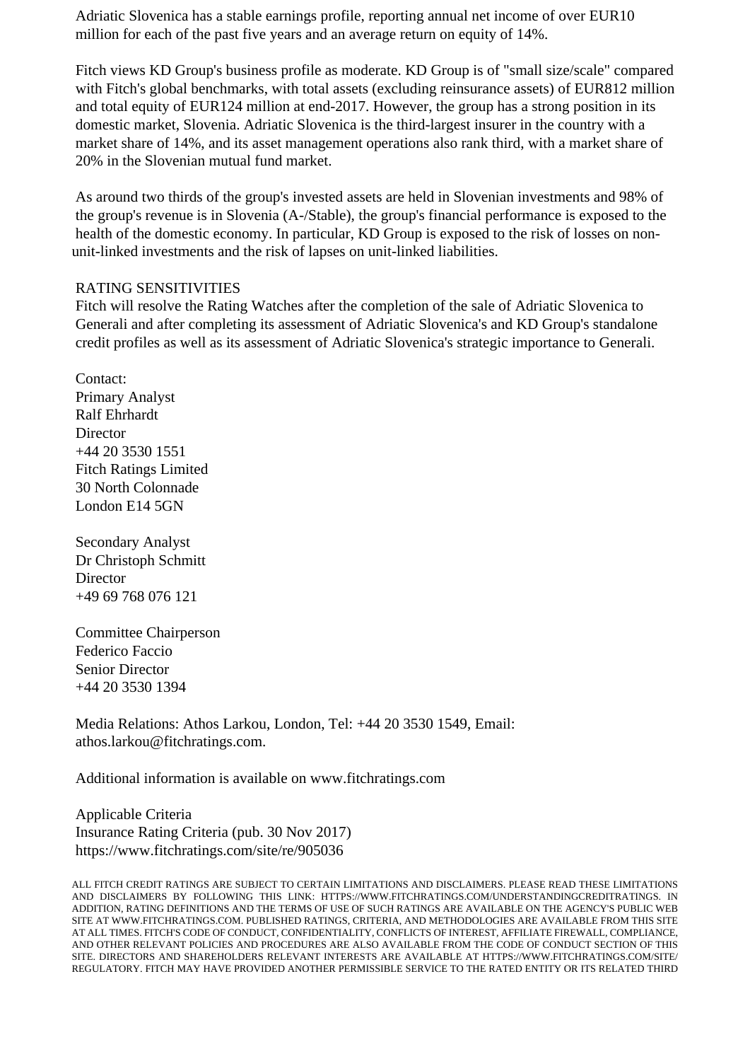Adriatic Slovenica has a stable earnings profile, reporting annual net income of over EUR10 million for each of the past five years and an average return on equity of 14%.

Fitch views KD Group's business profile as moderate. KD Group is of "small size/scale" compared with Fitch's global benchmarks, with total assets (excluding reinsurance assets) of EUR812 million and total equity of EUR124 million at end-2017. However, the group has a strong position in its domestic market, Slovenia. Adriatic Slovenica is the third-largest insurer in the country with a market share of 14%, and its asset management operations also rank third, with a market share of 20% in the Slovenian mutual fund market.

As around two thirds of the group's invested assets are held in Slovenian investments and 98% of the group's revenue is in Slovenia (A-/Stable), the group's financial performance is exposed to the health of the domestic economy. In particular, KD Group is exposed to the risk of losses on non-unit-linked investments and the risk of lapses on unit-linked liabilities.

RATING SENSITIVITIES
Fitch will resolve the Rating Watches after the completion of the sale of Adriatic Slovenica to Generali and after completing its assessment of Adriatic Slovenica's and KD Group's standalone credit profiles as well as its assessment of Adriatic Slovenica's strategic importance to Generali.

Contact:
Primary Analyst
Ralf Ehrhardt
Director
+44 20 3530 1551
Fitch Ratings Limited
30 North Colonnade
London E14 5GN

Secondary Analyst
Dr Christoph Schmitt
Director
+49 69 768 076 121

Committee Chairperson
Federico Faccio
Senior Director
+44 20 3530 1394

Media Relations: Athos Larkou, London, Tel: +44 20 3530 1549, Email: athos.larkou@fitchratings.com.

Additional information is available on www.fitchratings.com

Applicable Criteria
Insurance Rating Criteria (pub. 30 Nov 2017)
https://www.fitchratings.com/site/re/905036

ALL FITCH CREDIT RATINGS ARE SUBJECT TO CERTAIN LIMITATIONS AND DISCLAIMERS. PLEASE READ THESE LIMITATIONS AND DISCLAIMERS BY FOLLOWING THIS LINK: HTTPS://WWW.FITCHRATINGS.COM/UNDERSTANDINGCREDITRATINGS. IN ADDITION, RATING DEFINITIONS AND THE TERMS OF USE OF SUCH RATINGS ARE AVAILABLE ON THE AGENCY'S PUBLIC WEB SITE AT WWW.FITCHRATINGS.COM. PUBLISHED RATINGS, CRITERIA, AND METHODOLOGIES ARE AVAILABLE FROM THIS SITE AT ALL TIMES. FITCH'S CODE OF CONDUCT, CONFIDENTIALITY, CONFLICTS OF INTEREST, AFFILIATE FIREWALL, COMPLIANCE, AND OTHER RELEVANT POLICIES AND PROCEDURES ARE ALSO AVAILABLE FROM THE CODE OF CONDUCT SECTION OF THIS SITE. DIRECTORS AND SHAREHOLDERS RELEVANT INTERESTS ARE AVAILABLE AT HTTPS://WWW.FITCHRATINGS.COM/SITE/REGULATORY. FITCH MAY HAVE PROVIDED ANOTHER PERMISSIBLE SERVICE TO THE RATED ENTITY OR ITS RELATED THIRD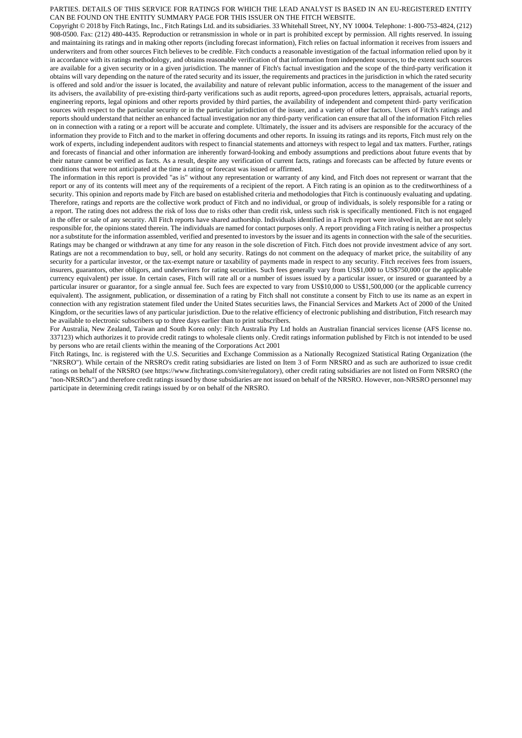PARTIES. DETAILS OF THIS SERVICE FOR RATINGS FOR WHICH THE LEAD ANALYST IS BASED IN AN EU-REGISTERED ENTITY CAN BE FOUND ON THE ENTITY SUMMARY PAGE FOR THIS ISSUER ON THE FITCH WEBSITE.

Copyright © 2018 by Fitch Ratings, Inc., Fitch Ratings Ltd. and its subsidiaries. 33 Whitehall Street, NY, NY 10004. Telephone: 1-800-753-4824, (212) 908-0500. Fax: (212) 480-4435. Reproduction or retransmission in whole or in part is prohibited except by permission. All rights reserved. In issuing and maintaining its ratings and in making other reports (including forecast information), Fitch relies on factual information it receives from issuers and underwriters and from other sources Fitch believes to be credible. Fitch conducts a reasonable investigation of the factual information relied upon by it in accordance with its ratings methodology, and obtains reasonable verification of that information from independent sources, to the extent such sources are available for a given security or in a given jurisdiction. The manner of Fitch's factual investigation and the scope of the third-party verification it obtains will vary depending on the nature of the rated security and its issuer, the requirements and practices in the jurisdiction in which the rated security is offered and sold and/or the issuer is located, the availability and nature of relevant public information, access to the management of the issuer and its advisers, the availability of pre-existing third-party verifications such as audit reports, agreed-upon procedures letters, appraisals, actuarial reports, engineering reports, legal opinions and other reports provided by third parties, the availability of independent and competent third- party verification sources with respect to the particular security or in the particular jurisdiction of the issuer, and a variety of other factors. Users of Fitch's ratings and reports should understand that neither an enhanced factual investigation nor any third-party verification can ensure that all of the information Fitch relies on in connection with a rating or a report will be accurate and complete. Ultimately, the issuer and its advisers are responsible for the accuracy of the information they provide to Fitch and to the market in offering documents and other reports. In issuing its ratings and its reports, Fitch must rely on the work of experts, including independent auditors with respect to financial statements and attorneys with respect to legal and tax matters. Further, ratings and forecasts of financial and other information are inherently forward-looking and embody assumptions and predictions about future events that by their nature cannot be verified as facts. As a result, despite any verification of current facts, ratings and forecasts can be affected by future events or conditions that were not anticipated at the time a rating or forecast was issued or affirmed.

The information in this report is provided "as is" without any representation or warranty of any kind, and Fitch does not represent or warrant that the report or any of its contents will meet any of the requirements of a recipient of the report. A Fitch rating is an opinion as to the creditworthiness of a security. This opinion and reports made by Fitch are based on established criteria and methodologies that Fitch is continuously evaluating and updating. Therefore, ratings and reports are the collective work product of Fitch and no individual, or group of individuals, is solely responsible for a rating or a report. The rating does not address the risk of loss due to risks other than credit risk, unless such risk is specifically mentioned. Fitch is not engaged in the offer or sale of any security. All Fitch reports have shared authorship. Individuals identified in a Fitch report were involved in, but are not solely responsible for, the opinions stated therein. The individuals are named for contact purposes only. A report providing a Fitch rating is neither a prospectus nor a substitute for the information assembled, verified and presented to investors by the issuer and its agents in connection with the sale of the securities. Ratings may be changed or withdrawn at any time for any reason in the sole discretion of Fitch. Fitch does not provide investment advice of any sort. Ratings are not a recommendation to buy, sell, or hold any security. Ratings do not comment on the adequacy of market price, the suitability of any security for a particular investor, or the tax-exempt nature or taxability of payments made in respect to any security. Fitch receives fees from issuers, insurers, guarantors, other obligors, and underwriters for rating securities. Such fees generally vary from US$1,000 to US$750,000 (or the applicable currency equivalent) per issue. In certain cases, Fitch will rate all or a number of issues issued by a particular issuer, or insured or guaranteed by a particular insurer or guarantor, for a single annual fee. Such fees are expected to vary from US$10,000 to US$1,500,000 (or the applicable currency equivalent). The assignment, publication, or dissemination of a rating by Fitch shall not constitute a consent by Fitch to use its name as an expert in connection with any registration statement filed under the United States securities laws, the Financial Services and Markets Act of 2000 of the United Kingdom, or the securities laws of any particular jurisdiction. Due to the relative efficiency of electronic publishing and distribution, Fitch research may be available to electronic subscribers up to three days earlier than to print subscribers.

For Australia, New Zealand, Taiwan and South Korea only: Fitch Australia Pty Ltd holds an Australian financial services license (AFS license no. 337123) which authorizes it to provide credit ratings to wholesale clients only. Credit ratings information published by Fitch is not intended to be used by persons who are retail clients within the meaning of the Corporations Act 2001

Fitch Ratings, Inc. is registered with the U.S. Securities and Exchange Commission as a Nationally Recognized Statistical Rating Organization (the "NRSRO"). While certain of the NRSRO's credit rating subsidiaries are listed on Item 3 of Form NRSRO and as such are authorized to issue credit ratings on behalf of the NRSRO (see https://www.fitchratings.com/site/regulatory), other credit rating subsidiaries are not listed on Form NRSRO (the "non-NRSROs") and therefore credit ratings issued by those subsidiaries are not issued on behalf of the NRSRO. However, non-NRSRO personnel may participate in determining credit ratings issued by or on behalf of the NRSRO.